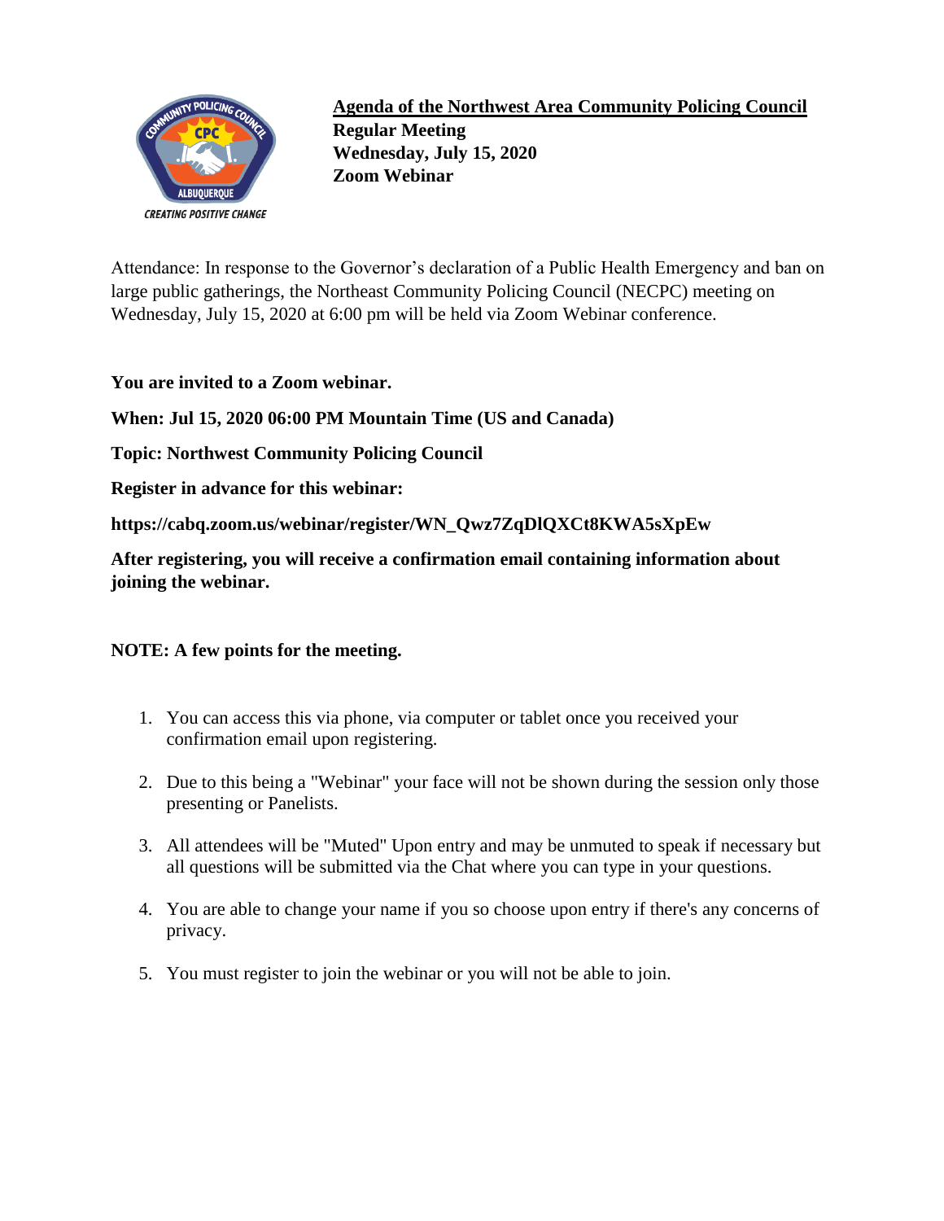**Agenda of the Northwest Area Community Policing Council**
**Regular Meeting**
**Wednesday, July 15, 2020**
**Zoom Webinar**

Attendance: In response to the Governor's declaration of a Public Health Emergency and ban on large public gatherings, the Northeast Community Policing Council (NECPC) meeting on Wednesday, July 15, 2020 at 6:00 pm will be held via Zoom Webinar conference.

**You are invited to a Zoom webinar.**

**When: Jul 15, 2020 06:00 PM Mountain Time (US and Canada)**

**Topic: Northwest Community Policing Council**

**Register in advance for this webinar:**

**https://cabq.zoom.us/webinar/register/WN_Qwz7ZqDlQXCt8KWA5sXpEw**

**After registering, you will receive a confirmation email containing information about joining the webinar.**

**NOTE: A few points for the meeting.**

1. You can access this via phone, via computer or tablet once you received your confirmation email upon registering.
2. Due to this being a "Webinar" your face will not be shown during the session only those presenting or Panelists.
3. All attendees will be "Muted" Upon entry and may be unmuted to speak if necessary but all questions will be submitted via the Chat where you can type in your questions.
4. You are able to change your name if you so choose upon entry if there's any concerns of privacy.
5. You must register to join the webinar or you will not be able to join.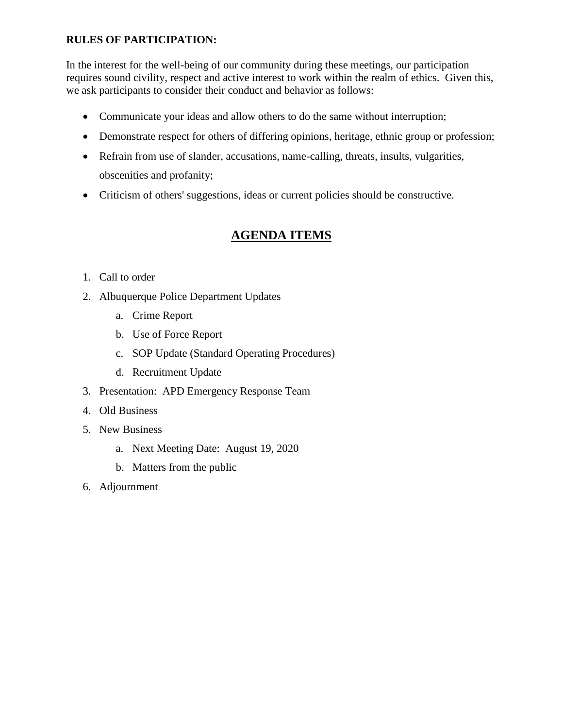**RULES OF PARTICIPATION:**

In the interest for the well-being of our community during these meetings, our participation requires sound civility, respect and active interest to work within the realm of ethics. Given this, we ask participants to consider their conduct and behavior as follows:

- Communicate your ideas and allow others to do the same without interruption;
- Demonstrate respect for others of differing opinions, heritage, ethnic group or profession;
- Refrain from use of slander, accusations, name-calling, threats, insults, vulgarities, obscenities and profanity;
- Criticism of others' suggestions, ideas or current policies should be constructive.

## AGENDA ITEMS

1. Call to order
2. Albuquerque Police Department Updates
   a. Crime Report
   b. Use of Force Report
   c. SOP Update (Standard Operating Procedures)
   d. Recruitment Update
3. Presentation: APD Emergency Response Team
4. Old Business
5. New Business
   a. Next Meeting Date: August 19, 2020
   b. Matters from the public
6. Adjournment